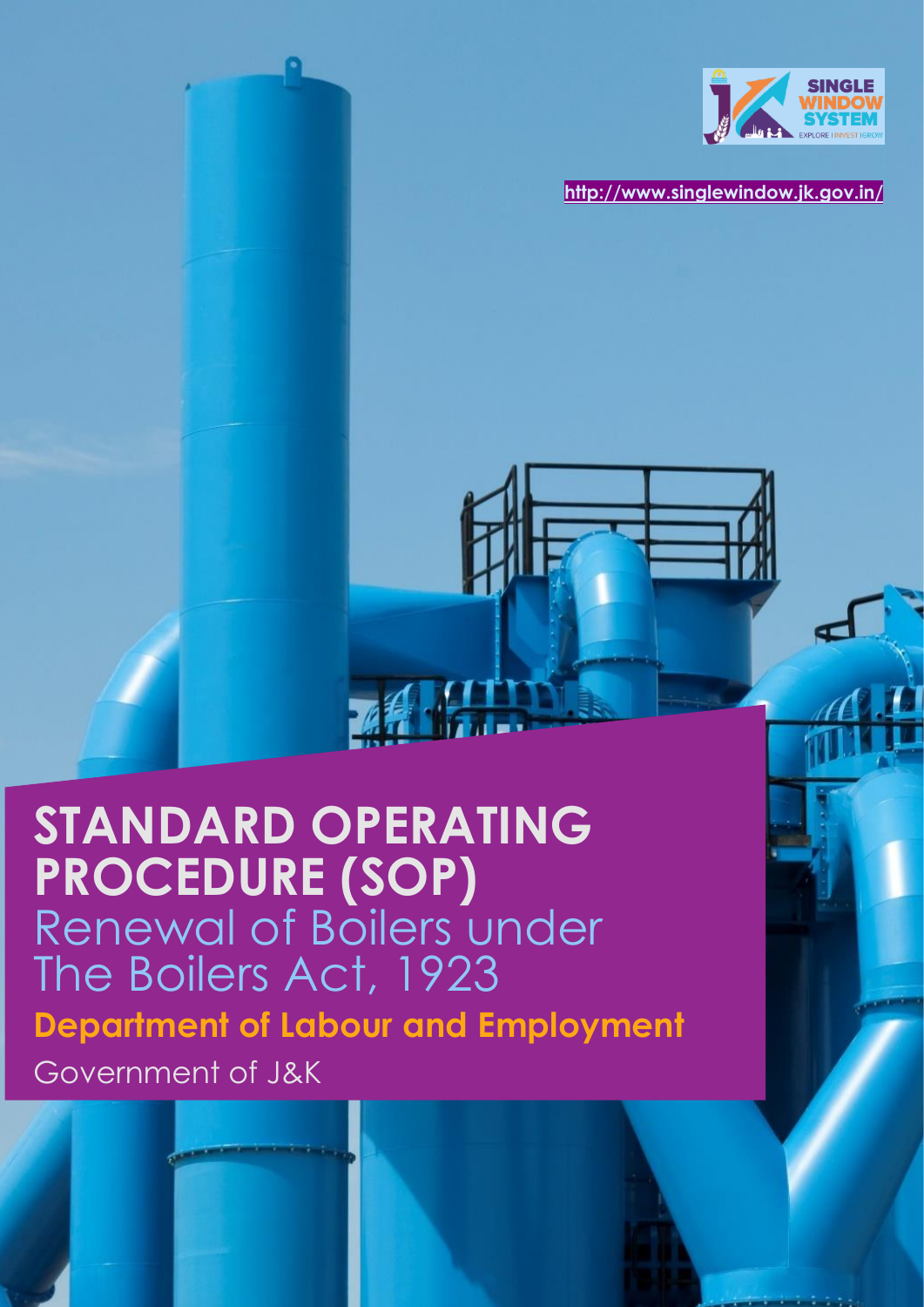SINGLE WINDOW SYSTEM

EXPLORE | INVEST | GROW

http://www.singlewindow.jk.gov.in/

# STANDARD OPERATING PROCEDURE (SOP)

## Renewal of Boilers under The Boilers Act, 1923

**Department of Labour and Employment**

Government of J&K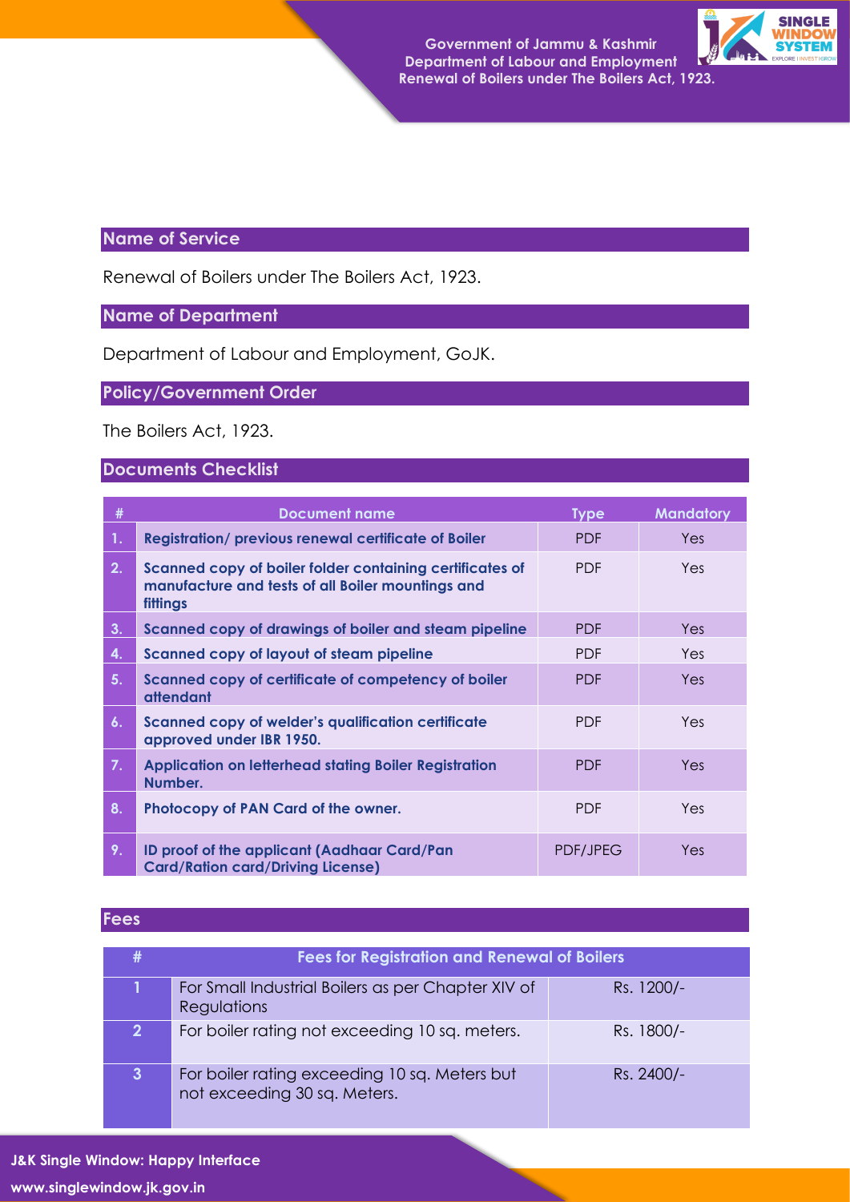## Name of Service

Renewal of Boilers under The Boilers Act, 1923.

## Name of Department

Department of Labour and Employment, GoJK.

## Policy/Government Order

The Boilers Act, 1923.

## Documents Checklist

| # | Document name | Type | Mandatory |
|---|---|---|---|
| 1. | Registration/ previous renewal certificate of Boiler | PDF | Yes |
| 2. | Scanned copy of boiler folder containing certificates of manufacture and tests of all Boiler mountings and fittings | PDF | Yes |
| 3. | Scanned copy of drawings of boiler and steam pipeline | PDF | Yes |
| 4. | Scanned copy of layout of steam pipeline | PDF | Yes |
| 5. | Scanned copy of certificate of competency of boiler attendant | PDF | Yes |
| 6. | Scanned copy of welder's qualification certificate approved under IBR 1950. | PDF | Yes |
| 7. | Application on letterhead stating Boiler Registration Number. | PDF | Yes |
| 8. | Photocopy of PAN Card of the owner. | PDF | Yes |
| 9. | ID proof of the applicant (Aadhaar Card/Pan Card/Ration card/Driving License) | PDF/JPEG | Yes |

## Fees

| # | Fees for Registration and Renewal of Boilers | |
|---|---|---|
| 1 | For Small Industrial Boilers as per Chapter XIV of Regulations | Rs. 1200/- |
| 2 | For boiler rating not exceeding 10 sq. meters. | Rs. 1800/- |
| 3 | For boiler rating exceeding 10 sq. Meters but not exceeding 30 sq. Meters. | Rs. 2400/- |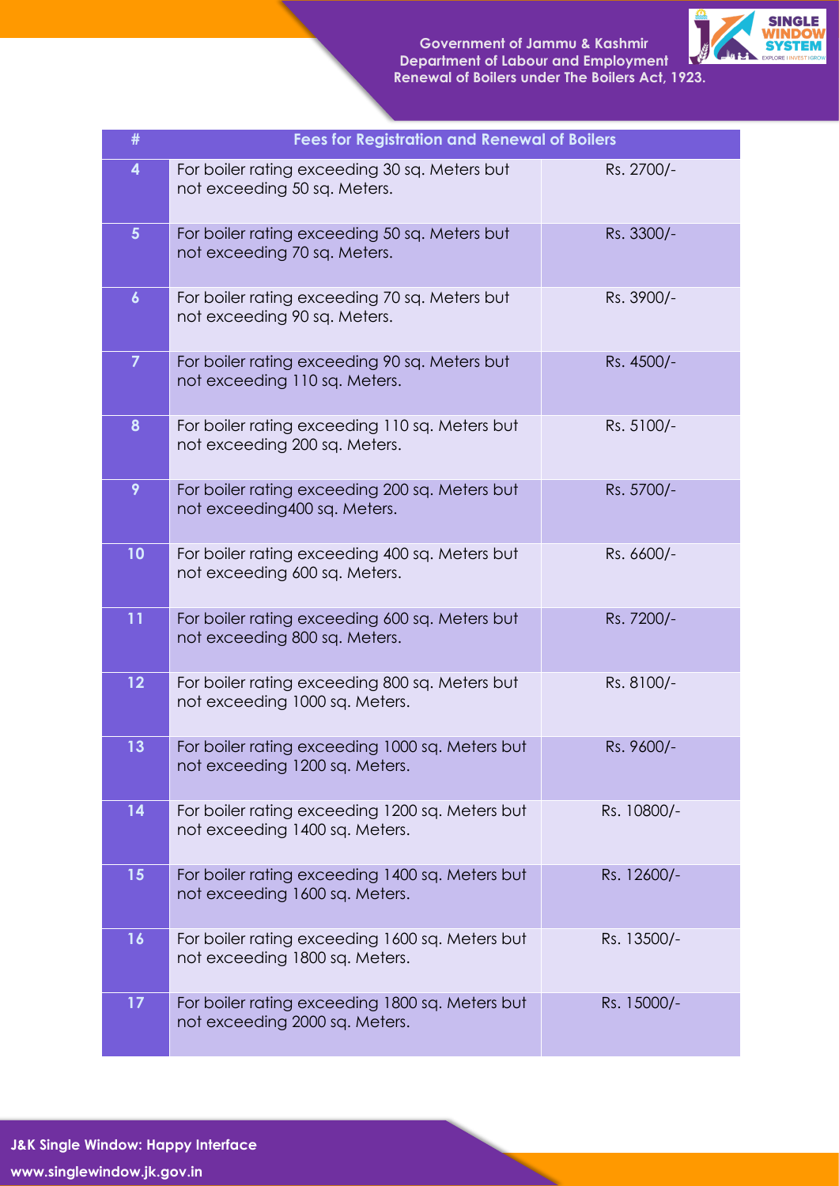| # | Fees for Registration and Renewal of Boilers | |
|---|---|---|
| 4 | For boiler rating exceeding 30 sq. Meters but not exceeding 50 sq. Meters. | Rs. 2700/- |
| 5 | For boiler rating exceeding 50 sq. Meters but not exceeding 70 sq. Meters. | Rs. 3300/- |
| 6 | For boiler rating exceeding 70 sq. Meters but not exceeding 90 sq. Meters. | Rs. 3900/- |
| 7 | For boiler rating exceeding 90 sq. Meters but not exceeding 110 sq. Meters. | Rs. 4500/- |
| 8 | For boiler rating exceeding 110 sq. Meters but not exceeding 200 sq. Meters. | Rs. 5100/- |
| 9 | For boiler rating exceeding 200 sq. Meters but not exceeding400 sq. Meters. | Rs. 5700/- |
| 10 | For boiler rating exceeding 400 sq. Meters but not exceeding 600 sq. Meters. | Rs. 6600/- |
| 11 | For boiler rating exceeding 600 sq. Meters but not exceeding 800 sq. Meters. | Rs. 7200/- |
| 12 | For boiler rating exceeding 800 sq. Meters but not exceeding 1000 sq. Meters. | Rs. 8100/- |
| 13 | For boiler rating exceeding 1000 sq. Meters but not exceeding 1200 sq. Meters. | Rs. 9600/- |
| 14 | For boiler rating exceeding 1200 sq. Meters but not exceeding 1400 sq. Meters. | Rs. 10800/- |
| 15 | For boiler rating exceeding 1400 sq. Meters but not exceeding 1600 sq. Meters. | Rs. 12600/- |
| 16 | For boiler rating exceeding 1600 sq. Meters but not exceeding 1800 sq. Meters. | Rs. 13500/- |
| 17 | For boiler rating exceeding 1800 sq. Meters but not exceeding 2000 sq. Meters. | Rs. 15000/- |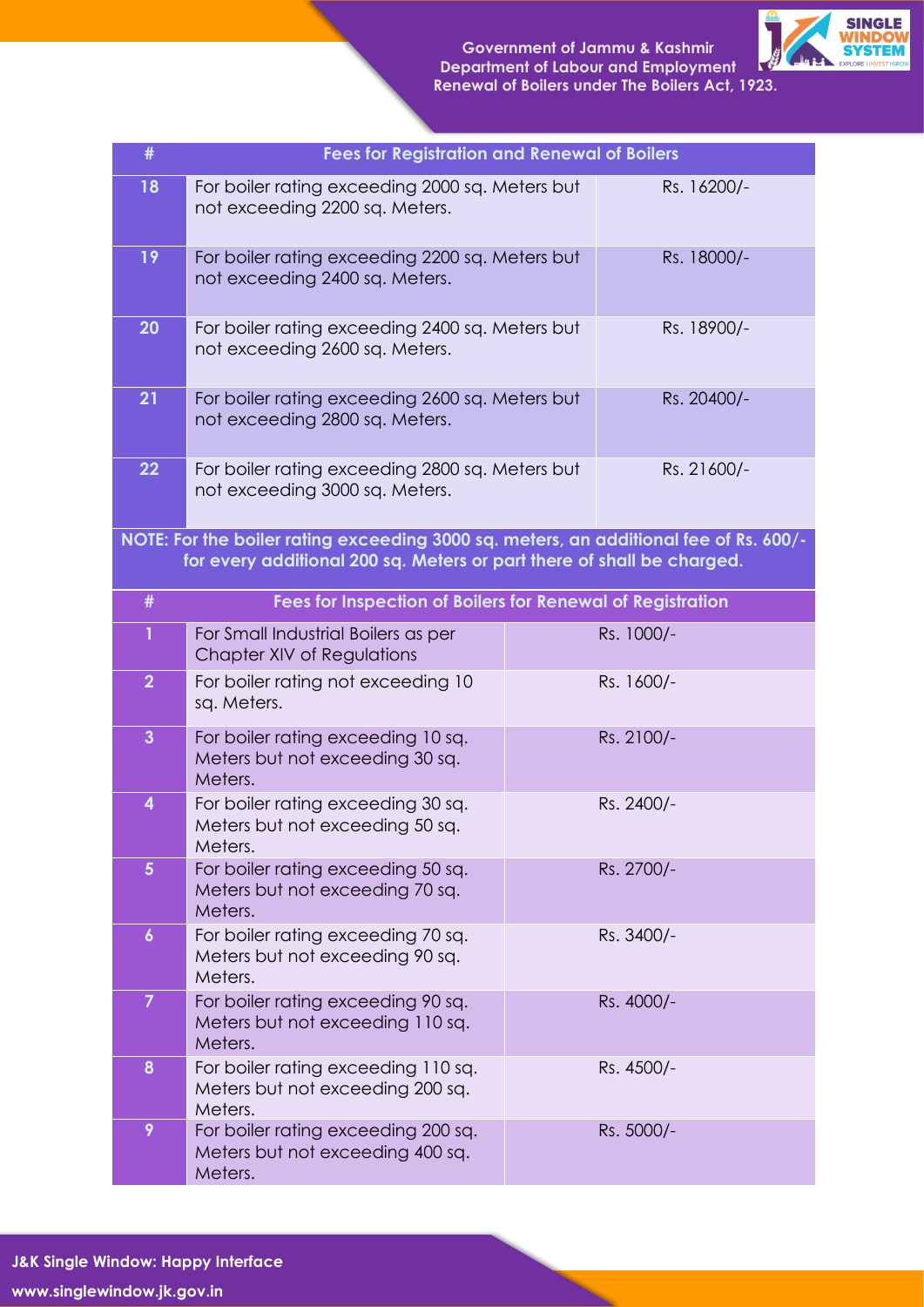| # | Fees for Registration and Renewal of Boilers | |
|---|---|---|
| 18 | For boiler rating exceeding 2000 sq. Meters but not exceeding 2200 sq. Meters. | Rs. 16200/- |
| 19 | For boiler rating exceeding 2200 sq. Meters but not exceeding 2400 sq. Meters. | Rs. 18000/- |
| 20 | For boiler rating exceeding 2400 sq. Meters but not exceeding 2600 sq. Meters. | Rs. 18900/- |
| 21 | For boiler rating exceeding 2600 sq. Meters but not exceeding 2800 sq. Meters. | Rs. 20400/- |
| 22 | For boiler rating exceeding 2800 sq. Meters but not exceeding 3000 sq. Meters. | Rs. 21600/- |

**NOTE: For the boiler rating exceeding 3000 sq. meters, an additional fee of Rs. 600/- for every additional 200 sq. Meters or part there of shall be charged.**

| # | Fees for Inspection of Boilers for Renewal of Registration | |
|---|---|---|
| 1 | For Small Industrial Boilers as per Chapter XIV of Regulations | Rs. 1000/- |
| 2 | For boiler rating not exceeding 10 sq. Meters. | Rs. 1600/- |
| 3 | For boiler rating exceeding 10 sq. Meters but not exceeding 30 sq. Meters. | Rs. 2100/- |
| 4 | For boiler rating exceeding 30 sq. Meters but not exceeding 50 sq. Meters. | Rs. 2400/- |
| 5 | For boiler rating exceeding 50 sq. Meters but not exceeding 70 sq. Meters. | Rs. 2700/- |
| 6 | For boiler rating exceeding 70 sq. Meters but not exceeding 90 sq. Meters. | Rs. 3400/- |
| 7 | For boiler rating exceeding 90 sq. Meters but not exceeding 110 sq. Meters. | Rs. 4000/- |
| 8 | For boiler rating exceeding 110 sq. Meters but not exceeding 200 sq. Meters. | Rs. 4500/- |
| 9 | For boiler rating exceeding 200 sq. Meters but not exceeding 400 sq. Meters. | Rs. 5000/- |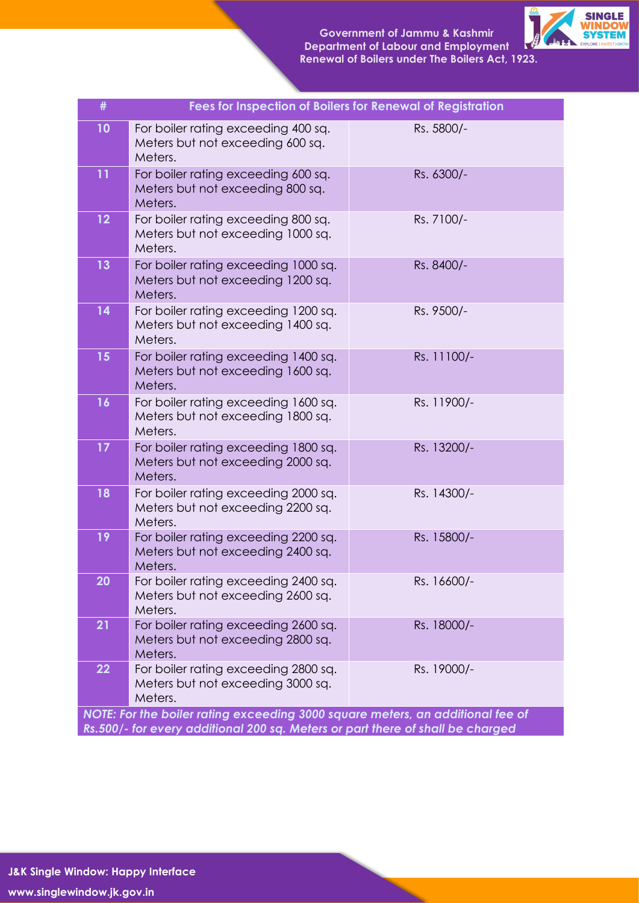| # | Fees for Inspection of Boilers for Renewal of Registration | |
|---|---|---|
| 10 | For boiler rating exceeding 400 sq. Meters but not exceeding 600 sq. Meters. | Rs. 5800/- |
| 11 | For boiler rating exceeding 600 sq. Meters but not exceeding 800 sq. Meters. | Rs. 6300/- |
| 12 | For boiler rating exceeding 800 sq. Meters but not exceeding 1000 sq. Meters. | Rs. 7100/- |
| 13 | For boiler rating exceeding 1000 sq. Meters but not exceeding 1200 sq. Meters. | Rs. 8400/- |
| 14 | For boiler rating exceeding 1200 sq. Meters but not exceeding 1400 sq. Meters. | Rs. 9500/- |
| 15 | For boiler rating exceeding 1400 sq. Meters but not exceeding 1600 sq. Meters. | Rs. 11100/- |
| 16 | For boiler rating exceeding 1600 sq. Meters but not exceeding 1800 sq. Meters. | Rs. 11900/- |
| 17 | For boiler rating exceeding 1800 sq. Meters but not exceeding 2000 sq. Meters. | Rs. 13200/- |
| 18 | For boiler rating exceeding 2000 sq. Meters but not exceeding 2200 sq. Meters. | Rs. 14300/- |
| 19 | For boiler rating exceeding 2200 sq. Meters but not exceeding 2400 sq. Meters. | Rs. 15800/- |
| 20 | For boiler rating exceeding 2400 sq. Meters but not exceeding 2600 sq. Meters. | Rs. 16600/- |
| 21 | For boiler rating exceeding 2600 sq. Meters but not exceeding 2800 sq. Meters. | Rs. 18000/- |
| 22 | For boiler rating exceeding 2800 sq. Meters but not exceeding 3000 sq. Meters. | Rs. 19000/- |
| *NOTE: For the boiler rating exceeding 3000 square meters, an additional fee of Rs.500/- for every additional 200 sq. Meters or part there of shall be charged* | | |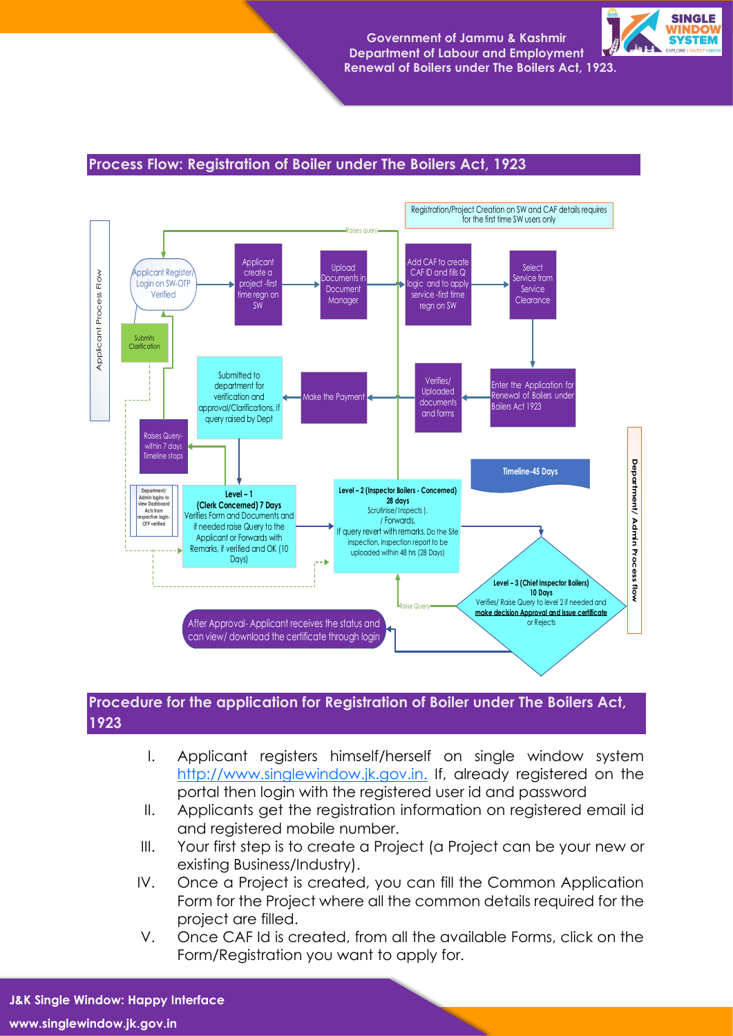## Process Flow: Registration of Boiler under The Boilers Act, 1923

Registration/Project Creation on SW and CAF details requires for the first time SW users only

**Applicant Process Flow**

- Applicant Register/ Login on SW-OTP Verified
- Applicant create a project -first time regn on SW
- Upload Documents in Document Manager
- Add CAF to create CAF ID and fills Q logic and to apply service -first time regn on SW
- Select Service from Service Clearance
- Enter the Application for Renewal of Boilers under Boilers Act 1923
- Verifies/ Uploaded documents and forms
- Make the Payment
- Submitted to department for verification and approval/Clarifications, if query raised by Dept
- Raises query
- Submits Clarification
- Raises Query- within 7 days Timeline stops

**Department/ Admin Process flow**

Timeline-45 Days

- Department/ Admin logins to view Dashboard Acts from respective login- OTP verified
- **Level – 1 (Clerk Concerned) 7 Days** Verifies Form and Documents and if needed raise Query to the Applicant or Forwards with Remarks, if verified and OK (10 Days)
- **Level – 2 (Inspector Boilers - Concerned) 28 days** Scrutinise/ Inspects )./ Forwards, If query revert with remarks. Do the Site inspection, Inspection report to be uploaded within 48 hrs (28 Days)
- **Level – 3 (Chief Inspector Boilers) 10 Days** Verifies/ Raise Query to level 2 if needed and **make decision Approval and issue certificate** or Rejects
- Raise Query
- After Approval- Applicant receives the status and can view/ download the certificate through login

## Procedure for the application for Registration of Boiler under The Boilers Act, 1923

I. Applicant registers himself/herself on single window system http://www.singlewindow.jk.gov.in. If, already registered on the portal then login with the registered user id and password

II. Applicants get the registration information on registered email id and registered mobile number.

III. Your first step is to create a Project (a Project can be your new or existing Business/Industry).

IV. Once a Project is created, you can fill the Common Application Form for the Project where all the common details required for the project are filled.

V. Once CAF Id is created, from all the available Forms, click on the Form/Registration you want to apply for.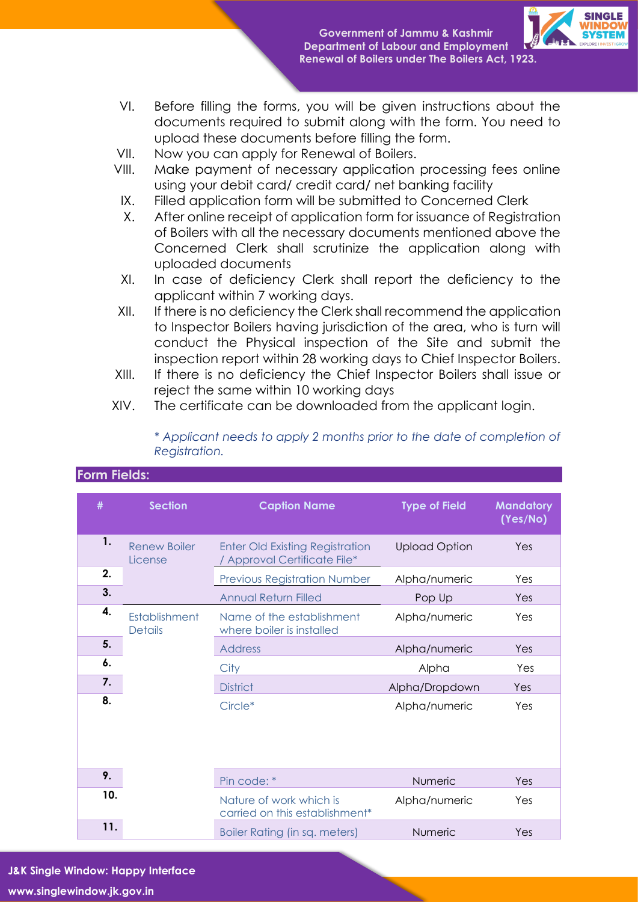VI. Before filling the forms, you will be given instructions about the documents required to submit along with the form. You need to upload these documents before filling the form.
VII. Now you can apply for Renewal of Boilers.
VIII. Make payment of necessary application processing fees online using your debit card/ credit card/ net banking facility
IX. Filled application form will be submitted to Concerned Clerk
X. After online receipt of application form for issuance of Registration of Boilers with all the necessary documents mentioned above the Concerned Clerk shall scrutinize the application along with uploaded documents
XI. In case of deficiency Clerk shall report the deficiency to the applicant within 7 working days.
XII. If there is no deficiency the Clerk shall recommend the application to Inspector Boilers having jurisdiction of the area, who is turn will conduct the Physical inspection of the Site and submit the inspection report within 28 working days to Chief Inspector Boilers.
XIII. If there is no deficiency the Chief Inspector Boilers shall issue or reject the same within 10 working days
XIV. The certificate can be downloaded from the applicant login.

*\* Applicant needs to apply 2 months prior to the date of completion of Registration.*

## Form Fields:

| # | Section | Caption Name | Type of Field | Mandatory (Yes/No) |
|---|---|---|---|---|
| 1. | Renew Boiler License | Enter Old Existing Registration / Approval Certificate File* | Upload Option | Yes |
| 2. | | Previous Registration Number | Alpha/numeric | Yes |
| 3. | | Annual Return Filled | Pop Up | Yes |
| 4. | Establishment Details | Name of the establishment where boiler is installed | Alpha/numeric | Yes |
| 5. | | Address | Alpha/numeric | Yes |
| 6. | | City | Alpha | Yes |
| 7. | | District | Alpha/Dropdown | Yes |
| 8. | | Circle* | Alpha/numeric | Yes |
| 9. | | Pin code: * | Numeric | Yes |
| 10. | | Nature of work which is carried on this establishment* | Alpha/numeric | Yes |
| 11. | | Boiler Rating (in sq. meters) | Numeric | Yes |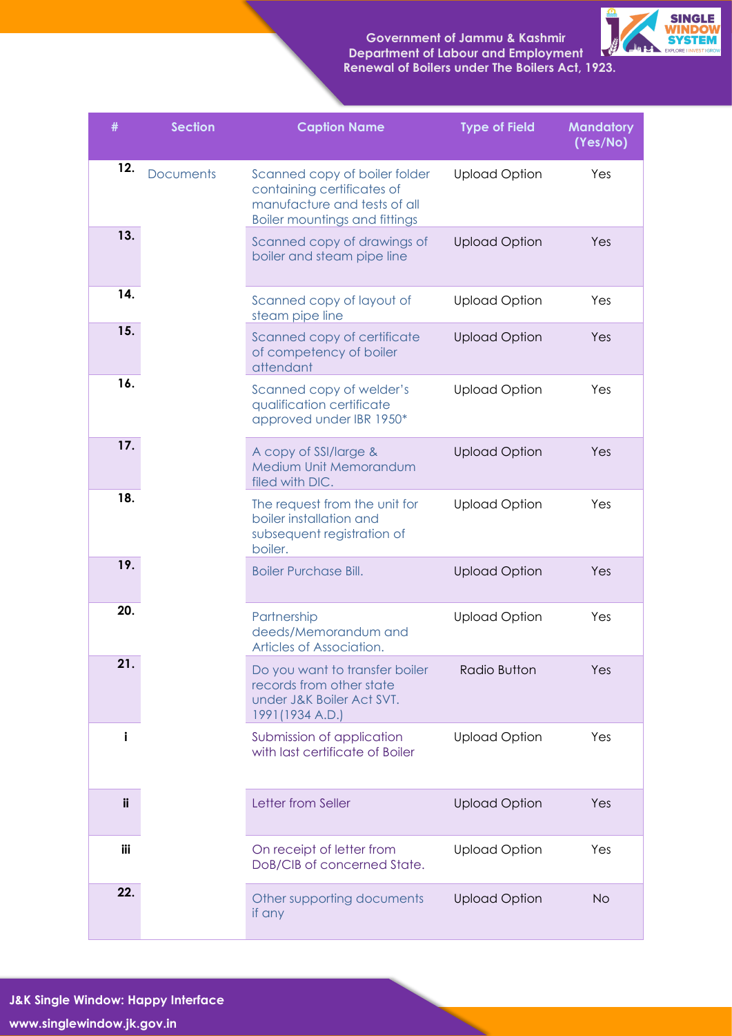| # | Section | Caption Name | Type of Field | Mandatory (Yes/No) |
|---|---|---|---|---|
| 12. | Documents | Scanned copy of boiler folder containing certificates of manufacture and tests of all Boiler mountings and fittings | Upload Option | Yes |
| 13. | | Scanned copy of drawings of boiler and steam pipe line | Upload Option | Yes |
| 14. | | Scanned copy of layout of steam pipe line | Upload Option | Yes |
| 15. | | Scanned copy of certificate of competency of boiler attendant | Upload Option | Yes |
| 16. | | Scanned copy of welder's qualification certificate approved under IBR 1950* | Upload Option | Yes |
| 17. | | A copy of SSI/large & Medium Unit Memorandum filed with DIC. | Upload Option | Yes |
| 18. | | The request from the unit for boiler installation and subsequent registration of boiler. | Upload Option | Yes |
| 19. | | Boiler Purchase Bill. | Upload Option | Yes |
| 20. | | Partnership deeds/Memorandum and Articles of Association. | Upload Option | Yes |
| 21. | | Do you want to transfer boiler records from other state under J&K Boiler Act SVT. 1991(1934 A.D.) | Radio Button | Yes |
| i | | Submission of application with last certificate of Boiler | Upload Option | Yes |
| ii | | Letter from Seller | Upload Option | Yes |
| iii | | On receipt of letter from DoB/CIB of concerned State. | Upload Option | Yes |
| 22. | | Other supporting documents if any | Upload Option | No |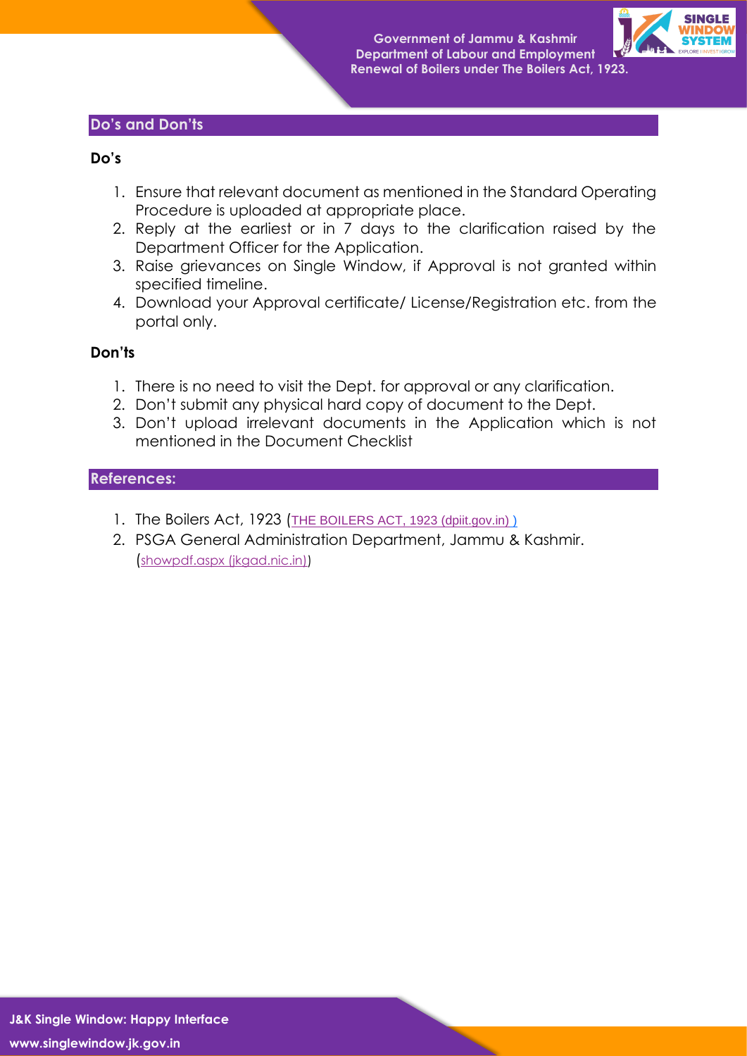## Do's and Don'ts

### Do's

1. Ensure that relevant document as mentioned in the Standard Operating Procedure is uploaded at appropriate place.
2. Reply at the earliest or in 7 days to the clarification raised by the Department Officer for the Application.
3. Raise grievances on Single Window, if Approval is not granted within specified timeline.
4. Download your Approval certificate/ License/Registration etc. from the portal only.

### Don'ts

1. There is no need to visit the Dept. for approval or any clarification.
2. Don't submit any physical hard copy of document to the Dept.
3. Don't upload irrelevant documents in the Application which is not mentioned in the Document Checklist

## References:

1. The Boilers Act, 1923 (THE BOILERS ACT, 1923 (dpiit.gov.in) )
2. PSGA General Administration Department, Jammu & Kashmir. (showpdf.aspx (jkgad.nic.in))